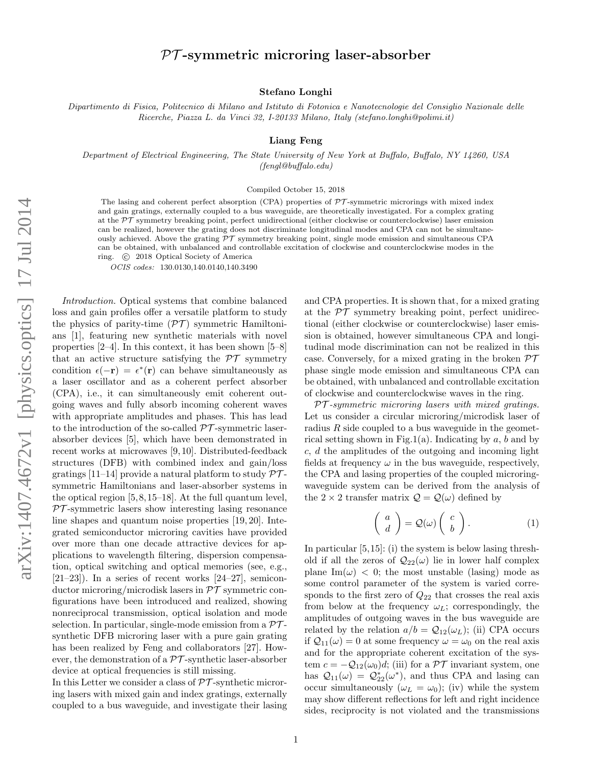# $\mathcal{PT}$-symmetric microring laser-absorber

**Stefano Longhi**

*Dipartimento di Fisica, Politecnico di Milano and Istituto di Fotonica e Nanotecnologie del Consiglio Nazionale delle Ricerche, Piazza L. da Vinci 32, I-20133 Milano, Italy (stefano.longhi@polimi.it)*

**Liang Feng**

*Department of Electrical Engineering, The State University of New York at Buffalo, Buffalo, NY 14260, USA (fengl@buffalo.edu)*

Compiled October 15, 2018

The lasing and coherent perfect absorption (CPA) properties of $\mathcal{PT}$-symmetric microrings with mixed index and gain gratings, externally coupled to a bus waveguide, are theoretically investigated. For a complex grating at the $\mathcal{PT}$ symmetry breaking point, perfect unidirectional (either clockwise or counterclockwise) laser emission can be realized, however the grating does not discriminate longitudinal modes and CPA can not be simultaneously achieved. Above the grating $\mathcal{PT}$ symmetry breaking point, single mode emission and simultaneous CPA can be obtained, with unbalanced and controllable excitation of clockwise and counterclockwise modes in the ring. © 2018 Optical Society of America

*OCIS codes:* 130.0130,140.0140,140.3490

*Introduction.* Optical systems that combine balanced loss and gain profiles offer a versatile platform to study the physics of parity-time ($\mathcal{PT}$) symmetric Hamiltonians [1], featuring new synthetic materials with novel properties [2–4]. In this context, it has been shown [5–8] that an active structure satisfying the $\mathcal{PT}$ symmetry condition $\epsilon(-\mathbf{r}) = \epsilon^*(\mathbf{r})$ can behave simultaneously as a laser oscillator and as a coherent perfect absorber (CPA), i.e., it can simultaneously emit coherent outgoing waves and fully absorb incoming coherent waves with appropriate amplitudes and phases. This has lead to the introduction of the so-called $\mathcal{PT}$-symmetric laser-absorber devices [5], which have been demonstrated in recent works at microwaves [9, 10]. Distributed-feedback structures (DFB) with combined index and gain/loss gratings [11–14] provide a natural platform to study $\mathcal{PT}$-symmetric Hamiltonians and laser-absorber systems in the optical region [5, 8, 15–18]. At the full quantum level, $\mathcal{PT}$-symmetric lasers show interesting lasing resonance line shapes and quantum noise properties [19, 20]. Integrated semiconductor microring cavities have provided over more than one decade attractive devices for applications to wavelength filtering, dispersion compensation, optical switching and optical memories (see, e.g., [21–23]). In a series of recent works [24–27], semiconductor microring/microdisk lasers in $\mathcal{PT}$ symmetric configurations have been introduced and realized, showing nonreciprocal transmission, optical isolation and mode selection. In particular, single-mode emission from a $\mathcal{PT}$-synthetic DFB microring laser with a pure gain grating has been realized by Feng and collaborators [27]. However, the demonstration of a $\mathcal{PT}$-synthetic laser-absorber device at optical frequencies is still missing.

In this Letter we consider a class of $\mathcal{PT}$-synthetic microring lasers with mixed gain and index gratings, externally coupled to a bus waveguide, and investigate their lasing and CPA properties. It is shown that, for a mixed grating at the $\mathcal{PT}$ symmetry breaking point, perfect unidirectional (either clockwise or counterclockwise) laser emission is obtained, however simultaneous CPA and longitudinal mode discrimination can not be realized in this case. Conversely, for a mixed grating in the broken $\mathcal{PT}$ phase single mode emission and simultaneous CPA can be obtained, with unbalanced and controllable excitation of clockwise and counterclockwise waves in the ring.

*$\mathcal{PT}$-symmetric microring lasers with mixed gratings.* Let us consider a circular microring/microdisk laser of radius $R$ side coupled to a bus waveguide in the geometrical setting shown in Fig.1(a). Indicating by $a$, $b$ and by $c$, $d$ the amplitudes of the outgoing and incoming light fields at frequency $\omega$ in the bus waveguide, respectively, the CPA and lasing properties of the coupled microring-waveguide system can be derived from the analysis of the $2 \times 2$ transfer matrix $\mathcal{Q} = \mathcal{Q}(\omega)$ defined by

$$\left( \begin{array}{c} a \\ d \end{array} \right) = \mathcal{Q}(\omega) \left( \begin{array}{c} c \\ b \end{array} \right). \tag{1}$$

In particular [5, 15]: (i) the system is below lasing threshold if all the zeros of $\mathcal{Q}_{22}(\omega)$ lie in lower half complex plane $\mathrm{Im}(\omega) < 0$; the most unstable (lasing) mode as some control parameter of the system is varied corresponds to the first zero of $Q_{22}$ that crosses the real axis from below at the frequency $\omega_L$; correspondingly, the amplitudes of outgoing waves in the bus waveguide are related by the relation $a/b = \mathcal{Q}_{12}(\omega_L)$; (ii) CPA occurs if $\mathcal{Q}_{11}(\omega) = 0$ at some frequency $\omega = \omega_0$ on the real axis and for the appropriate coherent excitation of the system $c = -\mathcal{Q}_{12}(\omega_0)d$; (iii) for a $\mathcal{PT}$ invariant system, one has $\mathcal{Q}_{11}(\omega) = \mathcal{Q}^*_{22}(\omega^*)$, and thus CPA and lasing can occur simultaneously ($\omega_L = \omega_0$); (iv) while the system may show different reflections for left and right incidence sides, reciprocity is not violated and the transmissions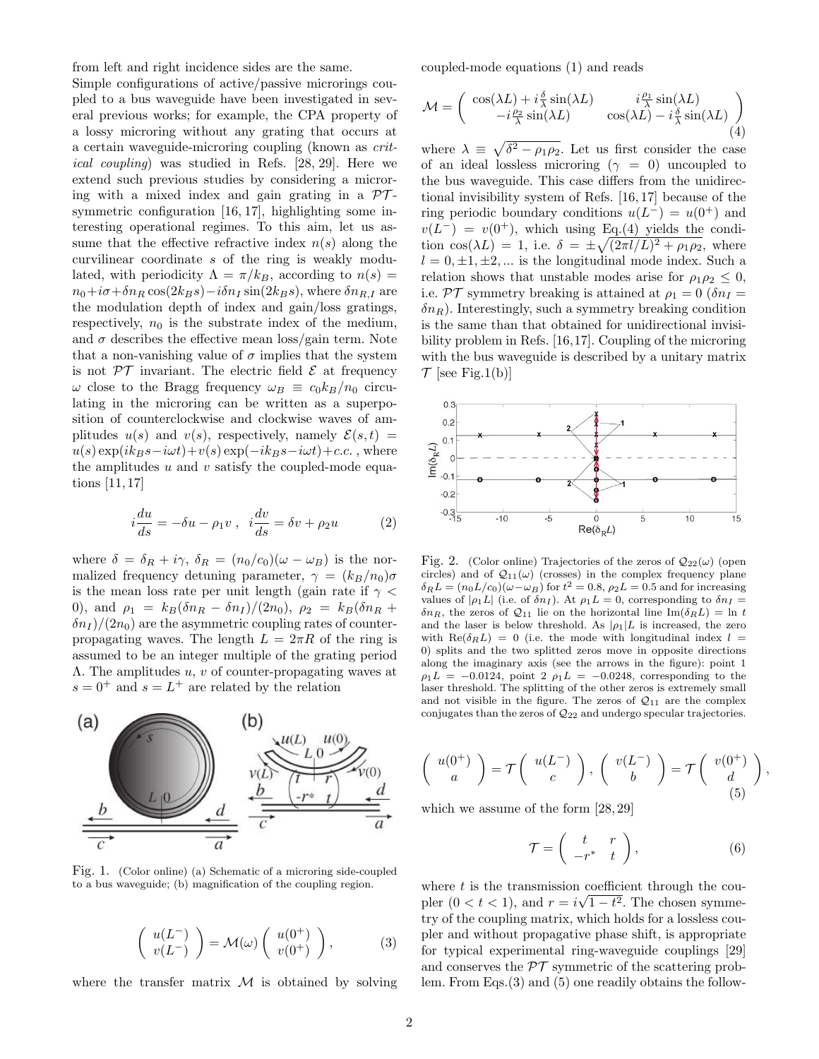from left and right incidence sides are the same.

Simple configurations of active/passive microrings coupled to a bus waveguide have been investigated in several previous works; for example, the CPA property of a lossy microring without any grating that occurs at a certain waveguide-microring coupling (known as *critical coupling*) was studied in Refs. [28, 29]. Here we extend such previous studies by considering a microring with a mixed index and gain grating in a $\mathcal{PT}$-symmetric configuration [16, 17], highlighting some interesting operational regimes. To this aim, let us assume that the effective refractive index $n(s)$ along the curvilinear coordinate $s$ of the ring is weakly modulated, with periodicity $\Lambda = \pi/k_B$, according to $n(s) = n_0 + i\sigma + \delta n_R \cos(2k_B s) - i\delta n_I \sin(2k_B s)$, where $\delta n_{R,I}$ are the modulation depth of index and gain/loss gratings, respectively, $n_0$ is the substrate index of the medium, and $\sigma$ describes the effective mean loss/gain term. Note that a non-vanishing value of $\sigma$ implies that the system is not $\mathcal{PT}$ invariant. The electric field $\mathcal{E}$ at frequency $\omega$ close to the Bragg frequency $\omega_B \equiv c_0 k_B / n_0$ circulating in the microring can be written as a superposition of counterclockwise and clockwise waves of amplitudes $u(s)$ and $v(s)$, respectively, namely $\mathcal{E}(s,t) = u(s)\exp(ik_B s - i\omega t) + v(s)\exp(-ik_B s - i\omega t) + c.c.$, where the amplitudes $u$ and $v$ satisfy the coupled-mode equations [11, 17]

$$i\frac{du}{ds} = -\delta u - \rho_1 v \ , \ \ i\frac{dv}{ds} = \delta v + \rho_2 u \tag{2}$$

where $\delta = \delta_R + i\gamma$, $\delta_R = (n_0/c_0)(\omega - \omega_B)$ is the normalized frequency detuning parameter, $\gamma = (k_B/n_0)\sigma$ is the mean loss rate per unit length (gain rate if $\gamma < 0$), and $\rho_1 = k_B(\delta n_R - \delta n_I)/(2n_0)$, $\rho_2 = k_B(\delta n_R + \delta n_I)/(2n_0)$ are the asymmetric coupling rates of counterpropagating waves. The length $L = 2\pi R$ of the ring is assumed to be an integer multiple of the grating period $\Lambda$. The amplitudes $u$, $v$ of counter-propagating waves at $s = 0^+$ and $s = L^+$ are related by the relation

Fig. 1. (Color online) (a) Schematic of a microring side-coupled to a bus waveguide; (b) magnification of the coupling region.

$$\begin{pmatrix} u(L^-) \\ v(L^-) \end{pmatrix} = \mathcal{M}(\omega) \begin{pmatrix} u(0^+) \\ v(0^+) \end{pmatrix}, \tag{3}$$

where the transfer matrix $\mathcal{M}$ is obtained by solving coupled-mode equations (1) and reads

$$\mathcal{M} = \begin{pmatrix} \cos(\lambda L) + i\frac{\delta}{\lambda}\sin(\lambda L) & i\frac{\rho_1}{\lambda}\sin(\lambda L) \\ -i\frac{\rho_2}{\lambda}\sin(\lambda L) & \cos(\lambda L) - i\frac{\delta}{\lambda}\sin(\lambda L) \end{pmatrix} \tag{4}$$

where $\lambda \equiv \sqrt{\delta^2 - \rho_1 \rho_2}$. Let us first consider the case of an ideal lossless microring ($\gamma = 0$) uncoupled to the bus waveguide. This case differs from the unidirectional invisibility system of Refs. [16, 17] because of the ring periodic boundary conditions $u(L^-) = u(0^+)$ and $v(L^-) = v(0^+)$, which using Eq.(4) yields the condition $\cos(\lambda L) = 1$, i.e. $\delta = \pm\sqrt{(2\pi l/L)^2 + \rho_1\rho_2}$, where $l = 0, \pm 1, \pm 2, ...$ is the longitudinal mode index. Such a relation shows that unstable modes arise for $\rho_1 \rho_2 \leq 0$, i.e. $\mathcal{PT}$ symmetry breaking is attained at $\rho_1 = 0$ ($\delta n_I = \delta n_R$). Interestingly, such a symmetry breaking condition is the same than that obtained for unidirectional invisibility problem in Refs. [16,17]. Coupling of the microring with the bus waveguide is described by a unitary matrix $\mathcal{T}$ [see Fig.1(b)]

Fig. 2. (Color online) Trajectories of the zeros of $\mathcal{Q}_{22}(\omega)$ (open circles) and of $\mathcal{Q}_{11}(\omega)$ (crosses) in the complex frequency plane $\delta_R L = (n_0 L/c_0)(\omega - \omega_B)$ for $t^2 = 0.8$, $\rho_2 L = 0.5$ and for increasing values of $|\rho_1 L|$ (i.e. of $\delta n_I$). At $\rho_1 L = 0$, corresponding to $\delta n_I = \delta n_R$, the zeros of $\mathcal{Q}_{11}$ lie on the horizontal line $\mathrm{Im}(\delta_R L) = \ln t$ and the laser is below threshold. As $|\rho_1|L$ is increased, the zero with $\mathrm{Re}(\delta_R L) = 0$ (i.e. the mode with longitudinal index $l = 0$) splits and the two splitted zeros move in opposite directions along the imaginary axis (see the arrows in the figure): point 1 $\rho_1 L = -0.0124$, point 2 $\rho_1 L = -0.0248$, corresponding to the laser threshold. The splitting of the other zeros is extremely small and not visible in the figure. The zeros of $\mathcal{Q}_{11}$ are the complex conjugates than the zeros of $\mathcal{Q}_{22}$ and undergo specular trajectories.

$$\begin{pmatrix} u(0^+) \\ a \end{pmatrix} = \mathcal{T} \begin{pmatrix} u(L^-) \\ c \end{pmatrix}, \ \begin{pmatrix} v(L^-) \\ b \end{pmatrix} = \mathcal{T} \begin{pmatrix} v(0^+) \\ d \end{pmatrix}, \tag{5}$$

which we assume of the form [28, 29]

$$\mathcal{T} = \begin{pmatrix} t & r \\ -r^* & t \end{pmatrix}, \tag{6}$$

where $t$ is the transmission coefficient through the coupler ($0 < t < 1$), and $r = i\sqrt{1 - t^2}$. The chosen symmetry of the coupling matrix, which holds for a lossless coupler and without propagative phase shift, is appropriate for typical experimental ring-waveguide couplings [29] and conserves the $\mathcal{PT}$ symmetric of the scattering problem. From Eqs.(3) and (5) one readily obtains the follow-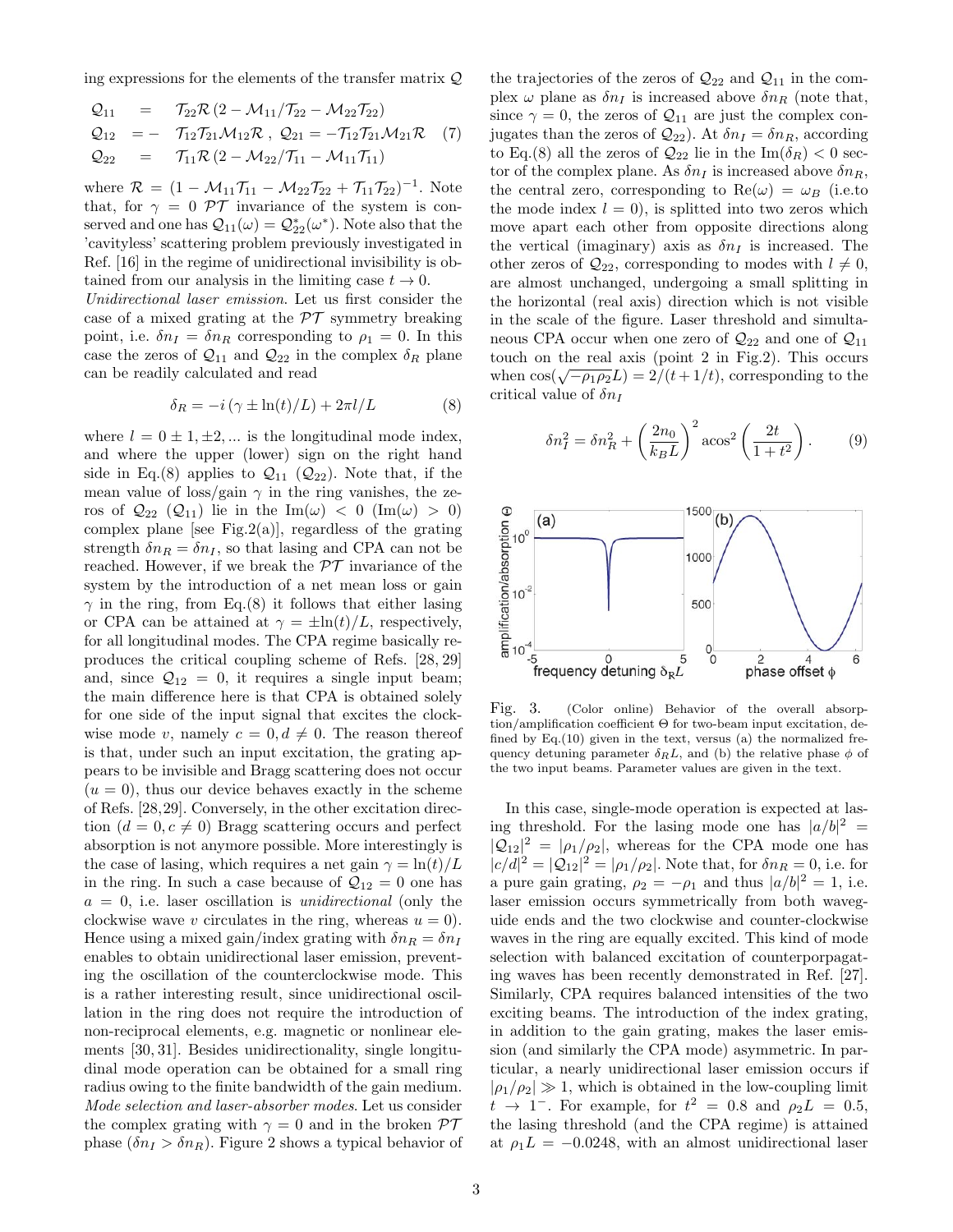ing expressions for the elements of the transfer matrix $\mathcal{Q}$

$$
\begin{aligned}
\mathcal{Q}_{11} &= \mathcal{T}_{22}\mathcal{R}\left(2-\mathcal{M}_{11}/\mathcal{T}_{22}-\mathcal{M}_{22}\mathcal{T}_{22}\right) \\
\mathcal{Q}_{12} &= -\mathcal{T}_{12}\mathcal{T}_{21}\mathcal{M}_{12}\mathcal{R}\ ,\ \mathcal{Q}_{21}=-\mathcal{T}_{12}\mathcal{T}_{21}\mathcal{M}_{21}\mathcal{R} \quad (7)\\
\mathcal{Q}_{22} &= \mathcal{T}_{11}\mathcal{R}\left(2-\mathcal{M}_{22}/\mathcal{T}_{11}-\mathcal{M}_{11}\mathcal{T}_{11}\right)
\end{aligned}
$$

where $\mathcal{R}=(1-\mathcal{M}_{11}\mathcal{T}_{11}-\mathcal{M}_{22}\mathcal{T}_{22}+\mathcal{T}_{11}\mathcal{T}_{22})^{-1}$. Note that, for $\gamma=0$ $\mathcal{PT}$ invariance of the system is conserved and one has $\mathcal{Q}_{11}(\omega)=\mathcal{Q}^{*}_{22}(\omega^{*})$. Note also that the 'cavityless' scattering problem previously investigated in Ref. [16] in the regime of unidirectional invisibility is obtained from our analysis in the limiting case $t\rightarrow 0$.

*Unidirectional laser emission.* Let us first consider the case of a mixed grating at the $\mathcal{PT}$ symmetry breaking point, i.e. $\delta n_I=\delta n_R$ corresponding to $\rho_1=0$. In this case the zeros of $\mathcal{Q}_{11}$ and $\mathcal{Q}_{22}$ in the complex $\delta_R$ plane can be readily calculated and read

$$
\delta_R=-i\left(\gamma\pm\ln(t)/L\right)+2\pi l/L \qquad (8)
$$

where $l=0\pm1,\pm2,...$ is the longitudinal mode index, and where the upper (lower) sign on the right hand side in Eq.(8) applies to $\mathcal{Q}_{11}$ ($\mathcal{Q}_{22}$). Note that, if the mean value of loss/gain $\gamma$ in the ring vanishes, the zeros of $\mathcal{Q}_{22}$ ($\mathcal{Q}_{11}$) lie in the $\mathrm{Im}(\omega)<0$ ($\mathrm{Im}(\omega)>0$) complex plane [see Fig.2(a)], regardless of the grating strength $\delta n_R=\delta n_I$, so that lasing and CPA can not be reached. However, if we break the $\mathcal{PT}$ invariance of the system by the introduction of a net mean loss or gain $\gamma$ in the ring, from Eq.(8) it follows that either lasing or CPA can be attained at $\gamma=\pm\ln(t)/L$, respectively, for all longitudinal modes. The CPA regime basically reproduces the critical coupling scheme of Refs. [28, 29] and, since $\mathcal{Q}_{12}=0$, it requires a single input beam; the main difference here is that CPA is obtained solely for one side of the input signal that excites the clockwise mode $v$, namely $c=0, d\neq 0$. The reason thereof is that, under such an input excitation, the grating appears to be invisible and Bragg scattering does not occur ($u=0$), thus our device behaves exactly in the scheme of Refs. [28,29]. Conversely, in the other excitation direction ($d=0, c\neq 0$) Bragg scattering occurs and perfect absorption is not anymore possible. More interestingly is the case of lasing, which requires a net gain $\gamma=\ln(t)/L$ in the ring. In such a case because of $\mathcal{Q}_{12}=0$ one has $a=0$, i.e. laser oscillation is *unidirectional* (only the clockwise wave $v$ circulates in the ring, whereas $u=0$). Hence using a mixed gain/index grating with $\delta n_R=\delta n_I$ enables to obtain unidirectional laser emission, preventing the oscillation of the counterclockwise mode. This is a rather interesting result, since unidirectional oscillation in the ring does not require the introduction of non-reciprocal elements, e.g. magnetic or nonlinear elements [30, 31]. Besides unidirectionality, single longitudinal mode operation can be obtained for a small ring radius owing to the finite bandwidth of the gain medium.

*Mode selection and laser-absorber modes.* Let us consider the complex grating with $\gamma=0$ and in the broken $\mathcal{PT}$ phase ($\delta n_I>\delta n_R$). Figure 2 shows a typical behavior of the trajectories of the zeros of $\mathcal{Q}_{22}$ and $\mathcal{Q}_{11}$ in the complex $\omega$ plane as $\delta n_I$ is increased above $\delta n_R$ (note that, since $\gamma=0$, the zeros of $\mathcal{Q}_{11}$ are just the complex conjugates than the zeros of $\mathcal{Q}_{22}$). At $\delta n_I=\delta n_R$, according to Eq.(8) all the zeros of $\mathcal{Q}_{22}$ lie in the $\mathrm{Im}(\delta_R)<0$ sector of the complex plane. As $\delta n_I$ is increased above $\delta n_R$, the central zero, corresponding to $\mathrm{Re}(\omega)=\omega_B$ (i.e.to the mode index $l=0$), is splitted into two zeros which move apart each other from opposite directions along the vertical (imaginary) axis as $\delta n_I$ is increased. The other zeros of $\mathcal{Q}_{22}$, corresponding to modes with $l\neq 0$, are almost unchanged, undergoing a small splitting in the horizontal (real axis) direction which is not visible in the scale of the figure. Laser threshold and simultaneous CPA occur when one zero of $\mathcal{Q}_{22}$ and one of $\mathcal{Q}_{11}$ touch on the real axis (point 2 in Fig.2). This occurs when $\cos(\sqrt{-\rho_1\rho_2}L)=2/(t+1/t)$, corresponding to the critical value of $\delta n_I$

$$
\delta n_I^2=\delta n_R^2+\left(\frac{2n_0}{k_B L}\right)^2 \mathrm{acos}^2\left(\frac{2t}{1+t^2}\right). \qquad (9)
$$

Fig. 3. (Color online) Behavior of the overall absorption/amplification coefficient $\Theta$ for two-beam input excitation, defined by Eq.(10) given in the text, versus (a) the normalized frequency detuning parameter $\delta_R L$, and (b) the relative phase $\phi$ of the two input beams. Parameter values are given in the text.

In this case, single-mode operation is expected at lasing threshold. For the lasing mode one has $|a/b|^2=|\mathcal{Q}_{12}|^2=|\rho_1/\rho_2|$, whereas for the CPA mode one has $|c/d|^2=|\mathcal{Q}_{12}|^2=|\rho_1/\rho_2|$. Note that, for $\delta n_R=0$, i.e. for a pure gain grating, $\rho_2=-\rho_1$ and thus $|a/b|^2=1$, i.e. laser emission occurs symmetrically from both waveguide ends and the two clockwise and counter-clockwise waves in the ring are equally excited. This kind of mode selection with balanced excitation of counterporpagating waves has been recently demonstrated in Ref. [27]. Similarly, CPA requires balanced intensities of the two exciting beams. The introduction of the index grating, in addition to the gain grating, makes the laser emission (and similarly the CPA mode) asymmetric. In particular, a nearly unidirectional laser emission occurs if $|\rho_1/\rho_2|\gg 1$, which is obtained in the low-coupling limit $t\rightarrow 1^-$. For example, for $t^2=0.8$ and $\rho_2 L=0.5$, the lasing threshold (and the CPA regime) is attained at $\rho_1 L=-0.0248$, with an almost unidirectional laser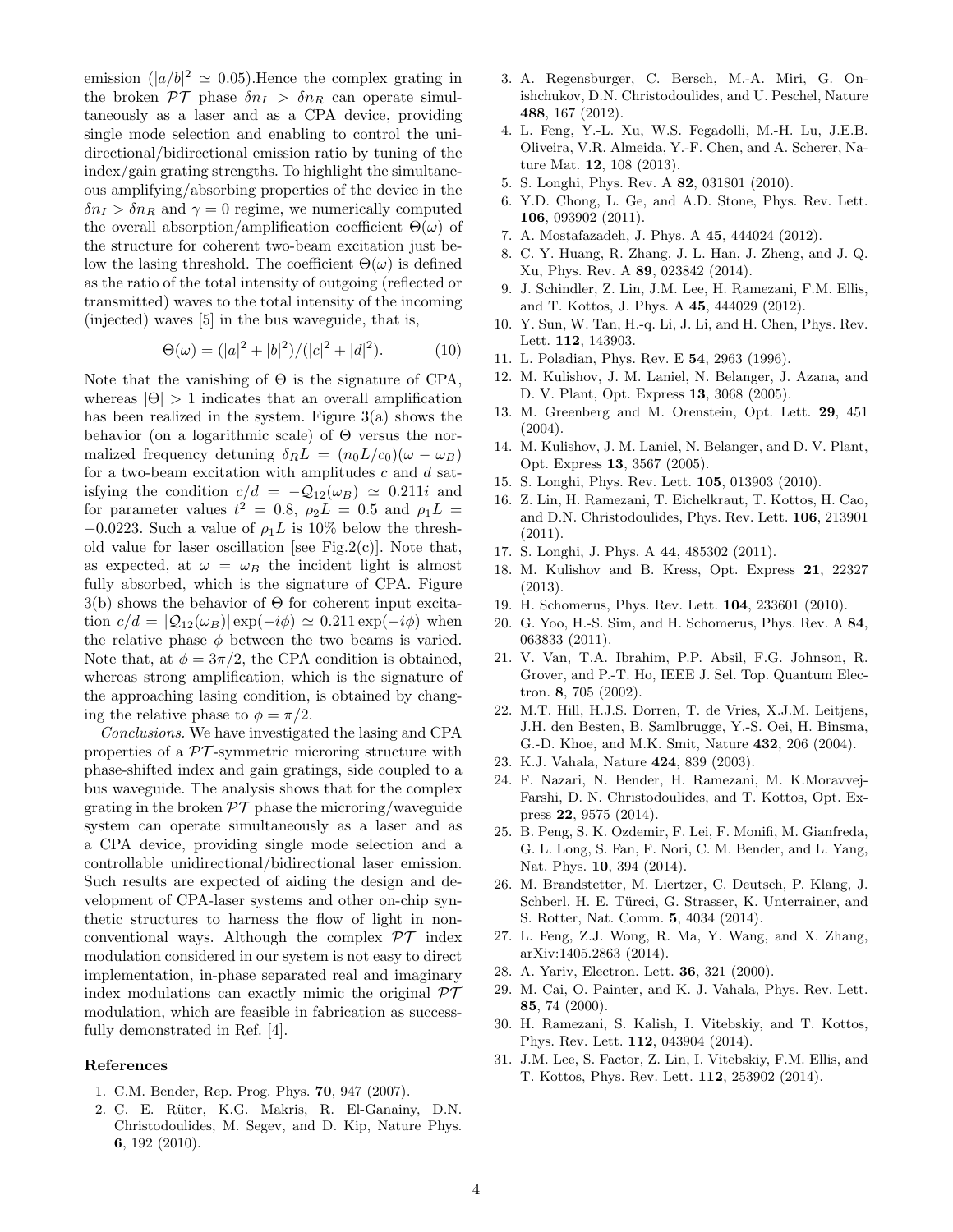emission ($|a/b|^2 \simeq 0.05$).Hence the complex grating in the broken $\mathcal{PT}$ phase $\delta n_I > \delta n_R$ can operate simultaneously as a laser and as a CPA device, providing single mode selection and enabling to control the unidirectional/bidirectional emission ratio by tuning of the index/gain grating strengths. To highlight the simultaneous amplifying/absorbing properties of the device in the $\delta n_I > \delta n_R$ and $\gamma = 0$ regime, we numerically computed the overall absorption/amplification coefficient $\Theta(\omega)$ of the structure for coherent two-beam excitation just below the lasing threshold. The coefficient $\Theta(\omega)$ is defined as the ratio of the total intensity of outgoing (reflected or transmitted) waves to the total intensity of the incoming (injected) waves [5] in the bus waveguide, that is,

$$\Theta(\omega) = (|a|^2 + |b|^2)/(|c|^2 + |d|^2). \tag{10}$$

Note that the vanishing of $\Theta$ is the signature of CPA, whereas $|\Theta| > 1$ indicates that an overall amplification has been realized in the system. Figure 3(a) shows the behavior (on a logarithmic scale) of $\Theta$ versus the normalized frequency detuning $\delta_R L = (n_0 L/c_0)(\omega - \omega_B)$ for a two-beam excitation with amplitudes $c$ and $d$ satisfying the condition $c/d = -\mathcal{Q}_{12}(\omega_B) \simeq 0.211i$ and for parameter values $t^2 = 0.8$, $\rho_2 L = 0.5$ and $\rho_1 L = -0.0223$. Such a value of $\rho_1 L$ is 10% below the threshold value for laser oscillation [see Fig.2(c)]. Note that, as expected, at $\omega = \omega_B$ the incident light is almost fully absorbed, which is the signature of CPA. Figure 3(b) shows the behavior of $\Theta$ for coherent input excitation $c/d = |\mathcal{Q}_{12}(\omega_B)| \exp(-i\phi) \simeq 0.211 \exp(-i\phi)$ when the relative phase $\phi$ between the two beams is varied. Note that, at $\phi = 3\pi/2$, the CPA condition is obtained, whereas strong amplification, which is the signature of the approaching lasing condition, is obtained by changing the relative phase to $\phi = \pi/2$.

*Conclusions.* We have investigated the lasing and CPA properties of a $\mathcal{PT}$-symmetric microring structure with phase-shifted index and gain gratings, side coupled to a bus waveguide. The analysis shows that for the complex grating in the broken $\mathcal{PT}$ phase the microring/waveguide system can operate simultaneously as a laser and as a CPA device, providing single mode selection and a controllable unidirectional/bidirectional laser emission. Such results are expected of aiding the design and development of CPA-laser systems and other on-chip synthetic structures to harness the flow of light in non-conventional ways. Although the complex $\mathcal{PT}$ index modulation considered in our system is not easy to direct implementation, in-phase separated real and imaginary index modulations can exactly mimic the original $\mathcal{PT}$ modulation, which are feasible in fabrication as successfully demonstrated in Ref. [4].

## References

1. C.M. Bender, Rep. Prog. Phys. **70**, 947 (2007).
2. C. E. Rüter, K.G. Makris, R. El-Ganainy, D.N. Christodoulides, M. Segev, and D. Kip, Nature Phys. **6**, 192 (2010).
3. A. Regensburger, C. Bersch, M.-A. Miri, G. Onishchukov, D.N. Christodoulides, and U. Peschel, Nature **488**, 167 (2012).
4. L. Feng, Y.-L. Xu, W.S. Fegadolli, M.-H. Lu, J.E.B. Oliveira, V.R. Almeida, Y.-F. Chen, and A. Scherer, Nature Mat. **12**, 108 (2013).
5. S. Longhi, Phys. Rev. A **82**, 031801 (2010).
6. Y.D. Chong, L. Ge, and A.D. Stone, Phys. Rev. Lett. **106**, 093902 (2011).
7. A. Mostafazadeh, J. Phys. A **45**, 444024 (2012).
8. C. Y. Huang, R. Zhang, J. L. Han, J. Zheng, and J. Q. Xu, Phys. Rev. A **89**, 023842 (2014).
9. J. Schindler, Z. Lin, J.M. Lee, H. Ramezani, F.M. Ellis, and T. Kottos, J. Phys. A **45**, 444029 (2012).
10. Y. Sun, W. Tan, H.-q. Li, J. Li, and H. Chen, Phys. Rev. Lett. **112**, 143903.
11. L. Poladian, Phys. Rev. E **54**, 2963 (1996).
12. M. Kulishov, J. M. Laniel, N. Belanger, J. Azana, and D. V. Plant, Opt. Express **13**, 3068 (2005).
13. M. Greenberg and M. Orenstein, Opt. Lett. **29**, 451 (2004).
14. M. Kulishov, J. M. Laniel, N. Belanger, and D. V. Plant, Opt. Express **13**, 3567 (2005).
15. S. Longhi, Phys. Rev. Lett. **105**, 013903 (2010).
16. Z. Lin, H. Ramezani, T. Eichelkraut, T. Kottos, H. Cao, and D.N. Christodoulides, Phys. Rev. Lett. **106**, 213901 (2011).
17. S. Longhi, J. Phys. A **44**, 485302 (2011).
18. M. Kulishov and B. Kress, Opt. Express **21**, 22327 (2013).
19. H. Schomerus, Phys. Rev. Lett. **104**, 233601 (2010).
20. G. Yoo, H.-S. Sim, and H. Schomerus, Phys. Rev. A **84**, 063833 (2011).
21. V. Van, T.A. Ibrahim, P.P. Absil, F.G. Johnson, R. Grover, and P.-T. Ho, IEEE J. Sel. Top. Quantum Electron. **8**, 705 (2002).
22. M.T. Hill, H.J.S. Dorren, T. de Vries, X.J.M. Leitjens, J.H. den Besten, B. Samlbrugge, Y.-S. Oei, H. Binsma, G.-D. Khoe, and M.K. Smit, Nature **432**, 206 (2004).
23. K.J. Vahala, Nature **424**, 839 (2003).
24. F. Nazari, N. Bender, H. Ramezani, M. K.Moravvej-Farshi, D. N. Christodoulides, and T. Kottos, Opt. Express **22**, 9575 (2014).
25. B. Peng, S. K. Ozdemir, F. Lei, F. Monifi, M. Gianfreda, G. L. Long, S. Fan, F. Nori, C. M. Bender, and L. Yang, Nat. Phys. **10**, 394 (2014).
26. M. Brandstetter, M. Liertzer, C. Deutsch, P. Klang, J. Schberl, H. E. Türeci, G. Strasser, K. Unterrainer, and S. Rotter, Nat. Comm. **5**, 4034 (2014).
27. L. Feng, Z.J. Wong, R. Ma, Y. Wang, and X. Zhang, arXiv:1405.2863 (2014).
28. A. Yariv, Electron. Lett. **36**, 321 (2000).
29. M. Cai, O. Painter, and K. J. Vahala, Phys. Rev. Lett. **85**, 74 (2000).
30. H. Ramezani, S. Kalish, I. Vitebskiy, and T. Kottos, Phys. Rev. Lett. **112**, 043904 (2014).
31. J.M. Lee, S. Factor, Z. Lin, I. Vitebskiy, F.M. Ellis, and T. Kottos, Phys. Rev. Lett. **112**, 253902 (2014).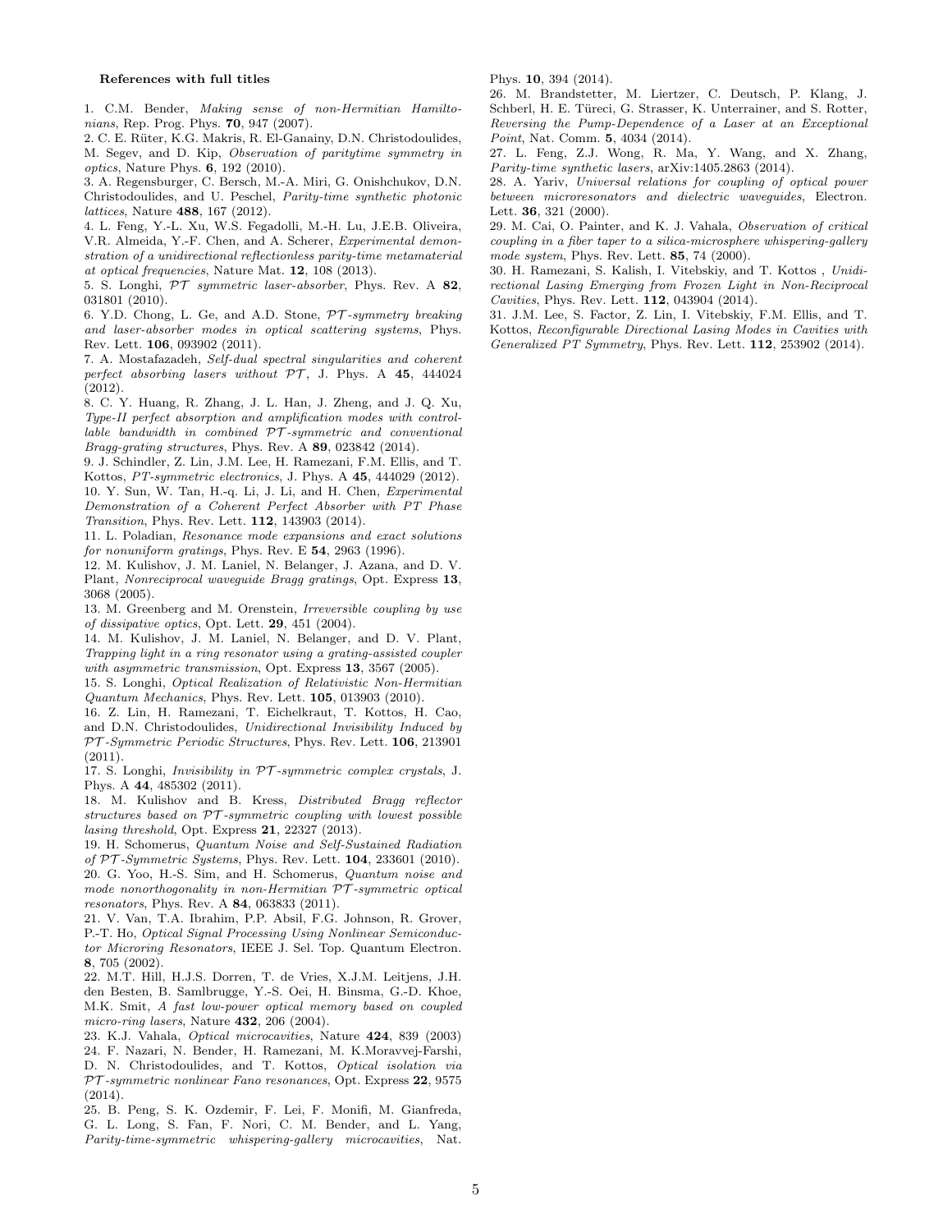**References with full titles**

1. C.M. Bender, *Making sense of non-Hermitian Hamiltonians*, Rep. Prog. Phys. **70**, 947 (2007).
2. C. E. Rüter, K.G. Makris, R. El-Ganainy, D.N. Christodoulides, M. Segev, and D. Kip, *Observation of paritytime symmetry in optics*, Nature Phys. **6**, 192 (2010).
3. A. Regensburger, C. Bersch, M.-A. Miri, G. Onishchukov, D.N. Christodoulides, and U. Peschel, *Parity-time synthetic photonic lattices*, Nature **488**, 167 (2012).
4. L. Feng, Y.-L. Xu, W.S. Fegadolli, M.-H. Lu, J.E.B. Oliveira, V.R. Almeida, Y.-F. Chen, and A. Scherer, *Experimental demonstration of a unidirectional reflectionless parity-time metamaterial at optical frequencies*, Nature Mat. **12**, 108 (2013).
5. S. Longhi, *$\mathcal{PT}$ symmetric laser-absorber*, Phys. Rev. A **82**, 031801 (2010).
6. Y.D. Chong, L. Ge, and A.D. Stone, *$\mathcal{PT}$-symmetry breaking and laser-absorber modes in optical scattering systems*, Phys. Rev. Lett. **106**, 093902 (2011).
7. A. Mostafazadeh, *Self-dual spectral singularities and coherent perfect absorbing lasers without $\mathcal{PT}$*, J. Phys. A **45**, 444024 (2012).
8. C. Y. Huang, R. Zhang, J. L. Han, J. Zheng, and J. Q. Xu, *Type-II perfect absorption and amplification modes with controllable bandwidth in combined $\mathcal{PT}$-symmetric and conventional Bragg-grating structures*, Phys. Rev. A **89**, 023842 (2014).
9. J. Schindler, Z. Lin, J.M. Lee, H. Ramezani, F.M. Ellis, and T. Kottos, *PT-symmetric electronics*, J. Phys. A **45**, 444029 (2012).
10. Y. Sun, W. Tan, H.-q. Li, J. Li, and H. Chen, *Experimental Demonstration of a Coherent Perfect Absorber with PT Phase Transition*, Phys. Rev. Lett. **112**, 143903 (2014).
11. L. Poladian, *Resonance mode expansions and exact solutions for nonuniform gratings*, Phys. Rev. E **54**, 2963 (1996).
12. M. Kulishov, J. M. Laniel, N. Belanger, J. Azana, and D. V. Plant, *Nonreciprocal waveguide Bragg gratings*, Opt. Express **13**, 3068 (2005).
13. M. Greenberg and M. Orenstein, *Irreversible coupling by use of dissipative optics*, Opt. Lett. **29**, 451 (2004).
14. M. Kulishov, J. M. Laniel, N. Belanger, and D. V. Plant, *Trapping light in a ring resonator using a grating-assisted coupler with asymmetric transmission*, Opt. Express **13**, 3567 (2005).
15. S. Longhi, *Optical Realization of Relativistic Non-Hermitian Quantum Mechanics*, Phys. Rev. Lett. **105**, 013903 (2010).
16. Z. Lin, H. Ramezani, T. Eichelkraut, T. Kottos, H. Cao, and D.N. Christodoulides, *Unidirectional Invisibility Induced by $\mathcal{PT}$-Symmetric Periodic Structures*, Phys. Rev. Lett. **106**, 213901 (2011).
17. S. Longhi, *Invisibility in $\mathcal{PT}$-symmetric complex crystals*, J. Phys. A **44**, 485302 (2011).
18. M. Kulishov and B. Kress, *Distributed Bragg reflector structures based on $\mathcal{PT}$-symmetric coupling with lowest possible lasing threshold*, Opt. Express **21**, 22327 (2013).
19. H. Schomerus, *Quantum Noise and Self-Sustained Radiation of $\mathcal{PT}$-Symmetric Systems*, Phys. Rev. Lett. **104**, 233601 (2010).
20. G. Yoo, H.-S. Sim, and H. Schomerus, *Quantum noise and mode nonorthogonality in non-Hermitian $\mathcal{PT}$-symmetric optical resonators*, Phys. Rev. A **84**, 063833 (2011).
21. V. Van, T.A. Ibrahim, P.P. Absil, F.G. Johnson, R. Grover, P.-T. Ho, *Optical Signal Processing Using Nonlinear Semiconductor Microring Resonators*, IEEE J. Sel. Top. Quantum Electron. **8**, 705 (2002).
22. M.T. Hill, H.J.S. Dorren, T. de Vries, X.J.M. Leitjens, J.H. den Besten, B. Samlbrugge, Y.-S. Oei, H. Binsma, G.-D. Khoe, M.K. Smit, *A fast low-power optical memory based on coupled micro-ring lasers*, Nature **432**, 206 (2004).
23. K.J. Vahala, *Optical microcavities*, Nature **424**, 839 (2003)
24. F. Nazari, N. Bender, H. Ramezani, M. K.Moravvej-Farshi, D. N. Christodoulides, and T. Kottos, *Optical isolation via $\mathcal{PT}$-symmetric nonlinear Fano resonances*, Opt. Express **22**, 9575 (2014).
25. B. Peng, S. K. Ozdemir, F. Lei, F. Monifi, M. Gianfreda, G. L. Long, S. Fan, F. Nori, C. M. Bender, and L. Yang, *Parity-time-symmetric whispering-gallery microcavities*, Nat. Phys. **10**, 394 (2014).
26. M. Brandstetter, M. Liertzer, C. Deutsch, P. Klang, J. Schberl, H. E. Türeci, G. Strasser, K. Unterrainer, and S. Rotter, *Reversing the Pump-Dependence of a Laser at an Exceptional Point*, Nat. Comm. **5**, 4034 (2014).
27. L. Feng, Z.J. Wong, R. Ma, Y. Wang, and X. Zhang, *Parity-time synthetic lasers*, arXiv:1405.2863 (2014).
28. A. Yariv, *Universal relations for coupling of optical power between microresonators and dielectric waveguides*, Electron. Lett. **36**, 321 (2000).
29. M. Cai, O. Painter, and K. J. Vahala, *Observation of critical coupling in a fiber taper to a silica-microsphere whispering-gallery mode system*, Phys. Rev. Lett. **85**, 74 (2000).
30. H. Ramezani, S. Kalish, I. Vitebskiy, and T. Kottos , *Unidirectional Lasing Emerging from Frozen Light in Non-Reciprocal Cavities*, Phys. Rev. Lett. **112**, 043904 (2014).
31. J.M. Lee, S. Factor, Z. Lin, I. Vitebskiy, F.M. Ellis, and T. Kottos, *Reconfigurable Directional Lasing Modes in Cavities with Generalized PT Symmetry*, Phys. Rev. Lett. **112**, 253902 (2014).